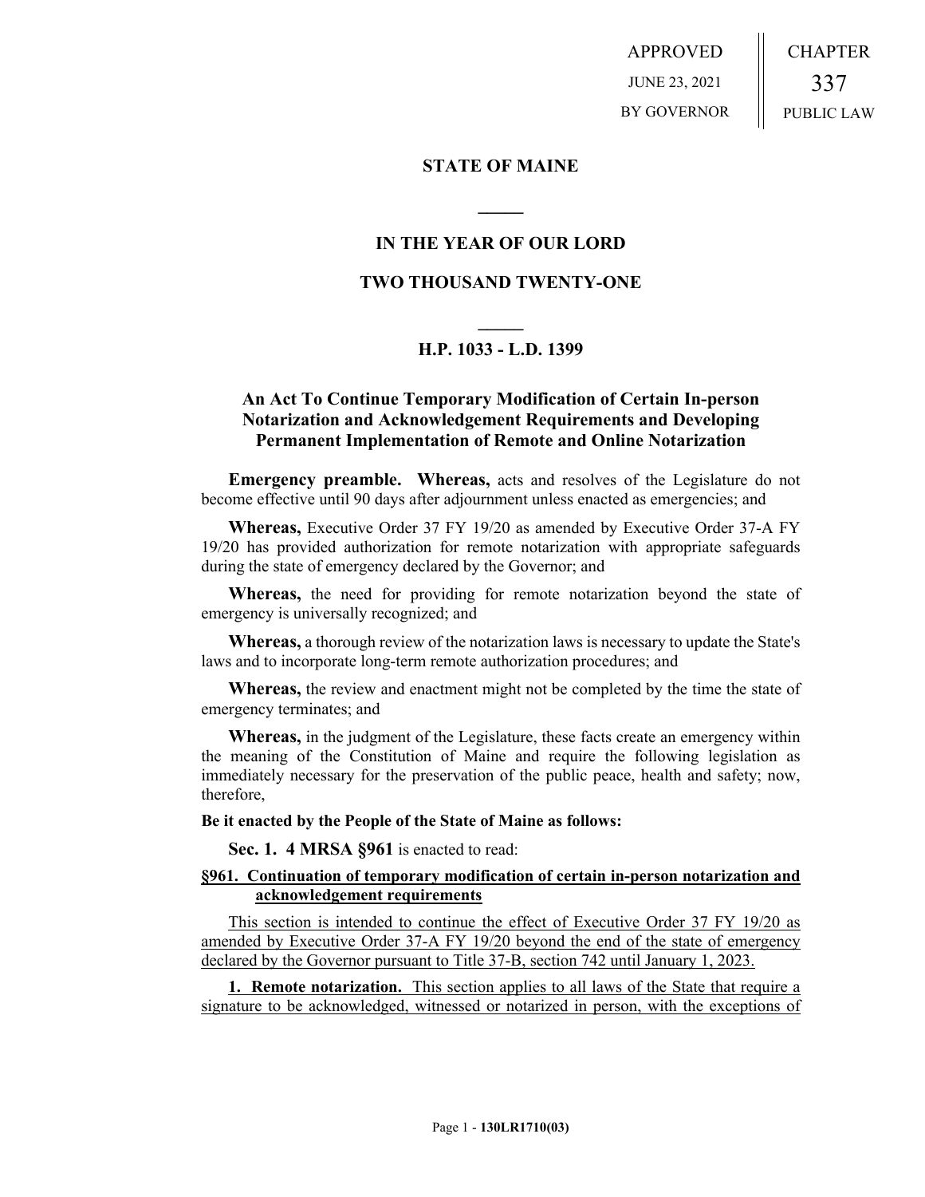APPROVED
JUNE 23, 2021
BY GOVERNOR

CHAPTER
337
PUBLIC LAW

**STATE OF MAINE**

**IN THE YEAR OF OUR LORD**

**TWO THOUSAND TWENTY-ONE**

**H.P. 1033 - L.D. 1399**

## An Act To Continue Temporary Modification of Certain In-person Notarization and Acknowledgement Requirements and Developing Permanent Implementation of Remote and Online Notarization

**Emergency preamble. Whereas,** acts and resolves of the Legislature do not become effective until 90 days after adjournment unless enacted as emergencies; and

**Whereas,** Executive Order 37 FY 19/20 as amended by Executive Order 37-A FY 19/20 has provided authorization for remote notarization with appropriate safeguards during the state of emergency declared by the Governor; and

**Whereas,** the need for providing for remote notarization beyond the state of emergency is universally recognized; and

**Whereas,** a thorough review of the notarization laws is necessary to update the State's laws and to incorporate long-term remote authorization procedures; and

**Whereas,** the review and enactment might not be completed by the time the state of emergency terminates; and

**Whereas,** in the judgment of the Legislature, these facts create an emergency within the meaning of the Constitution of Maine and require the following legislation as immediately necessary for the preservation of the public peace, health and safety; now, therefore,

**Be it enacted by the People of the State of Maine as follows:**

**Sec. 1. 4 MRSA §961** is enacted to read:

**§961. Continuation of temporary modification of certain in-person notarization and acknowledgement requirements**

This section is intended to continue the effect of Executive Order 37 FY 19/20 as amended by Executive Order 37-A FY 19/20 beyond the end of the state of emergency declared by the Governor pursuant to Title 37-B, section 742 until January 1, 2023.

**1. Remote notarization.** This section applies to all laws of the State that require a signature to be acknowledged, witnessed or notarized in person, with the exceptions of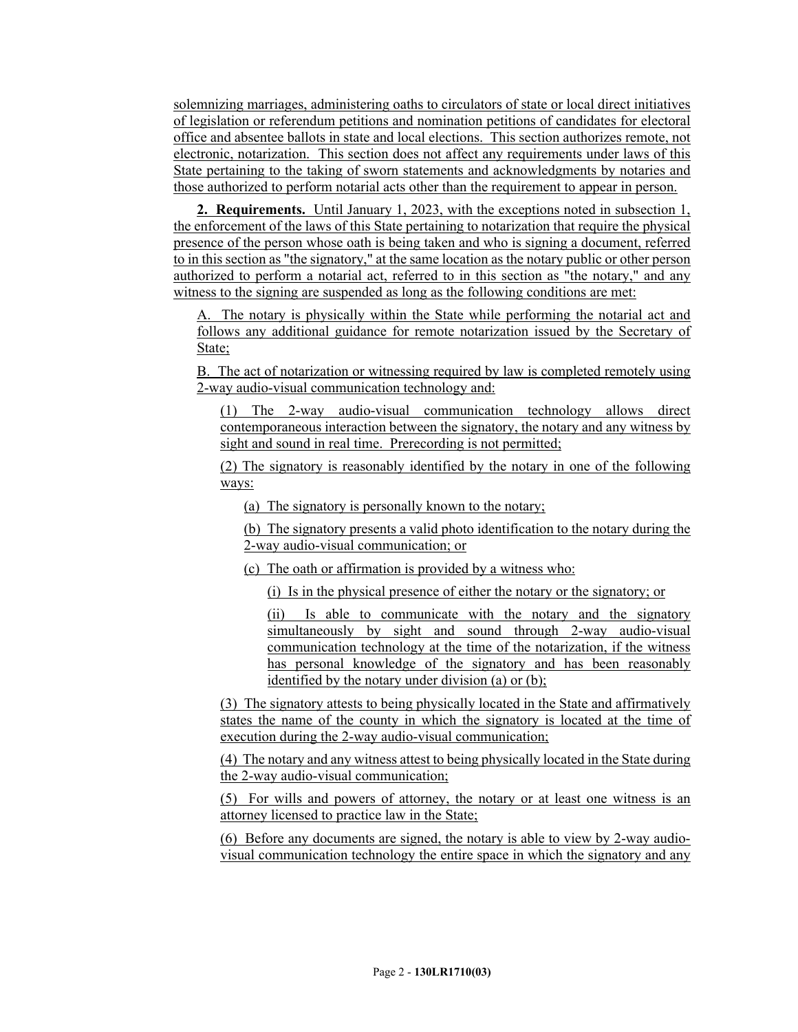solemnizing marriages, administering oaths to circulators of state or local direct initiatives of legislation or referendum petitions and nomination petitions of candidates for electoral office and absentee ballots in state and local elections. This section authorizes remote, not electronic, notarization. This section does not affect any requirements under laws of this State pertaining to the taking of sworn statements and acknowledgments by notaries and those authorized to perform notarial acts other than the requirement to appear in person.

**2. Requirements.** Until January 1, 2023, with the exceptions noted in subsection 1, the enforcement of the laws of this State pertaining to notarization that require the physical presence of the person whose oath is being taken and who is signing a document, referred to in this section as "the signatory," at the same location as the notary public or other person authorized to perform a notarial act, referred to in this section as "the notary," and any witness to the signing are suspended as long as the following conditions are met:

A. The notary is physically within the State while performing the notarial act and follows any additional guidance for remote notarization issued by the Secretary of State;

B. The act of notarization or witnessing required by law is completed remotely using 2-way audio-visual communication technology and:

(1) The 2-way audio-visual communication technology allows direct contemporaneous interaction between the signatory, the notary and any witness by sight and sound in real time. Prerecording is not permitted;

(2) The signatory is reasonably identified by the notary in one of the following ways:

(a) The signatory is personally known to the notary;

(b) The signatory presents a valid photo identification to the notary during the 2-way audio-visual communication; or

(c) The oath or affirmation is provided by a witness who:

(i) Is in the physical presence of either the notary or the signatory; or

(ii) Is able to communicate with the notary and the signatory simultaneously by sight and sound through 2-way audio-visual communication technology at the time of the notarization, if the witness has personal knowledge of the signatory and has been reasonably identified by the notary under division (a) or (b);

(3) The signatory attests to being physically located in the State and affirmatively states the name of the county in which the signatory is located at the time of execution during the 2-way audio-visual communication;

(4) The notary and any witness attest to being physically located in the State during the 2-way audio-visual communication;

(5) For wills and powers of attorney, the notary or at least one witness is an attorney licensed to practice law in the State;

(6) Before any documents are signed, the notary is able to view by 2-way audio-visual communication technology the entire space in which the signatory and any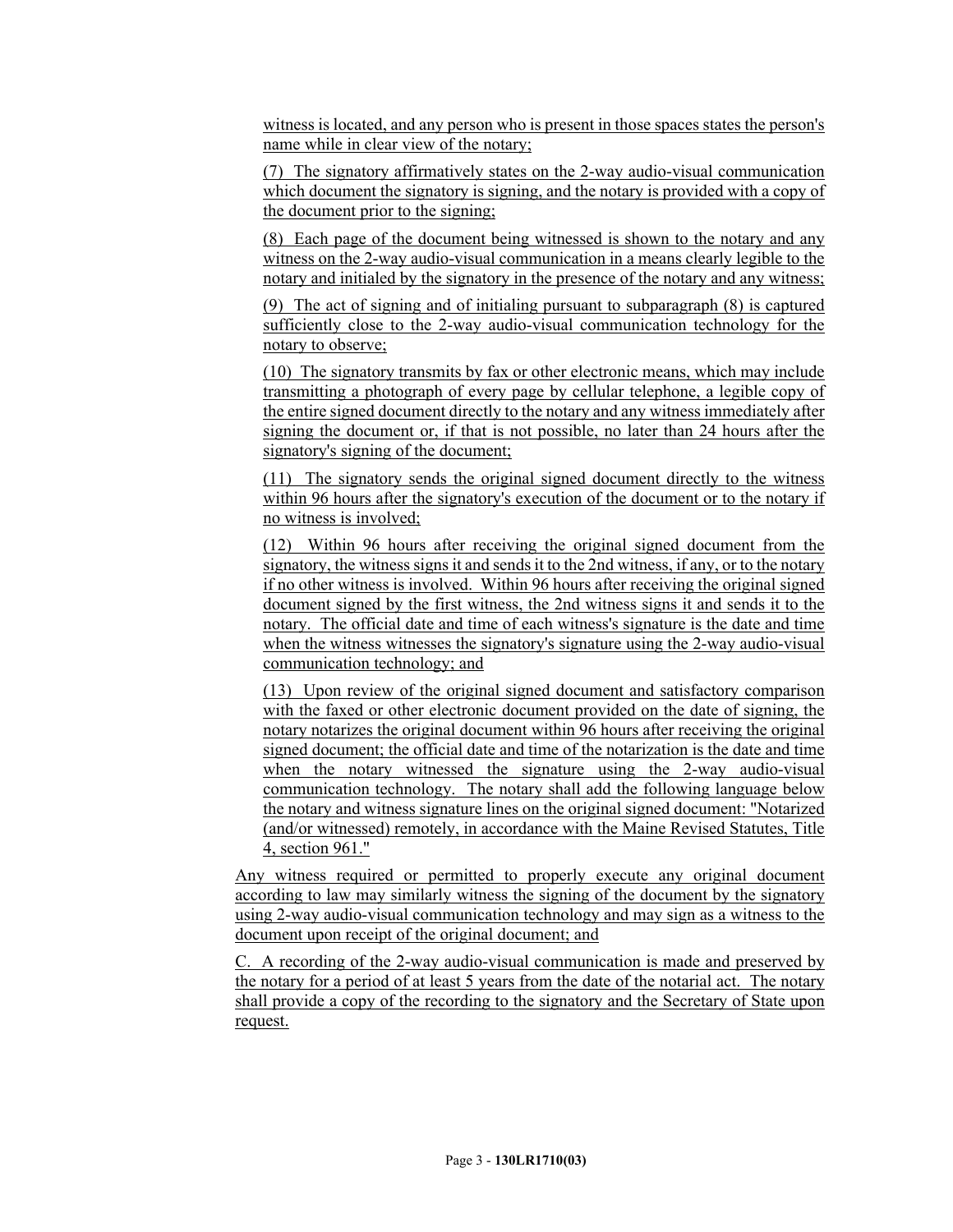witness is located, and any person who is present in those spaces states the person's name while in clear view of the notary;

(7) The signatory affirmatively states on the 2-way audio-visual communication which document the signatory is signing, and the notary is provided with a copy of the document prior to the signing;

(8) Each page of the document being witnessed is shown to the notary and any witness on the 2-way audio-visual communication in a means clearly legible to the notary and initialed by the signatory in the presence of the notary and any witness;

(9) The act of signing and of initialing pursuant to subparagraph (8) is captured sufficiently close to the 2-way audio-visual communication technology for the notary to observe;

(10) The signatory transmits by fax or other electronic means, which may include transmitting a photograph of every page by cellular telephone, a legible copy of the entire signed document directly to the notary and any witness immediately after signing the document or, if that is not possible, no later than 24 hours after the signatory's signing of the document;

(11) The signatory sends the original signed document directly to the witness within 96 hours after the signatory's execution of the document or to the notary if no witness is involved;

(12) Within 96 hours after receiving the original signed document from the signatory, the witness signs it and sends it to the 2nd witness, if any, or to the notary if no other witness is involved. Within 96 hours after receiving the original signed document signed by the first witness, the 2nd witness signs it and sends it to the notary. The official date and time of each witness's signature is the date and time when the witness witnesses the signatory's signature using the 2-way audio-visual communication technology; and

(13) Upon review of the original signed document and satisfactory comparison with the faxed or other electronic document provided on the date of signing, the notary notarizes the original document within 96 hours after receiving the original signed document; the official date and time of the notarization is the date and time when the notary witnessed the signature using the 2-way audio-visual communication technology. The notary shall add the following language below the notary and witness signature lines on the original signed document: "Notarized (and/or witnessed) remotely, in accordance with the Maine Revised Statutes, Title 4, section 961."

Any witness required or permitted to properly execute any original document according to law may similarly witness the signing of the document by the signatory using 2-way audio-visual communication technology and may sign as a witness to the document upon receipt of the original document; and

C. A recording of the 2-way audio-visual communication is made and preserved by the notary for a period of at least 5 years from the date of the notarial act. The notary shall provide a copy of the recording to the signatory and the Secretary of State upon request.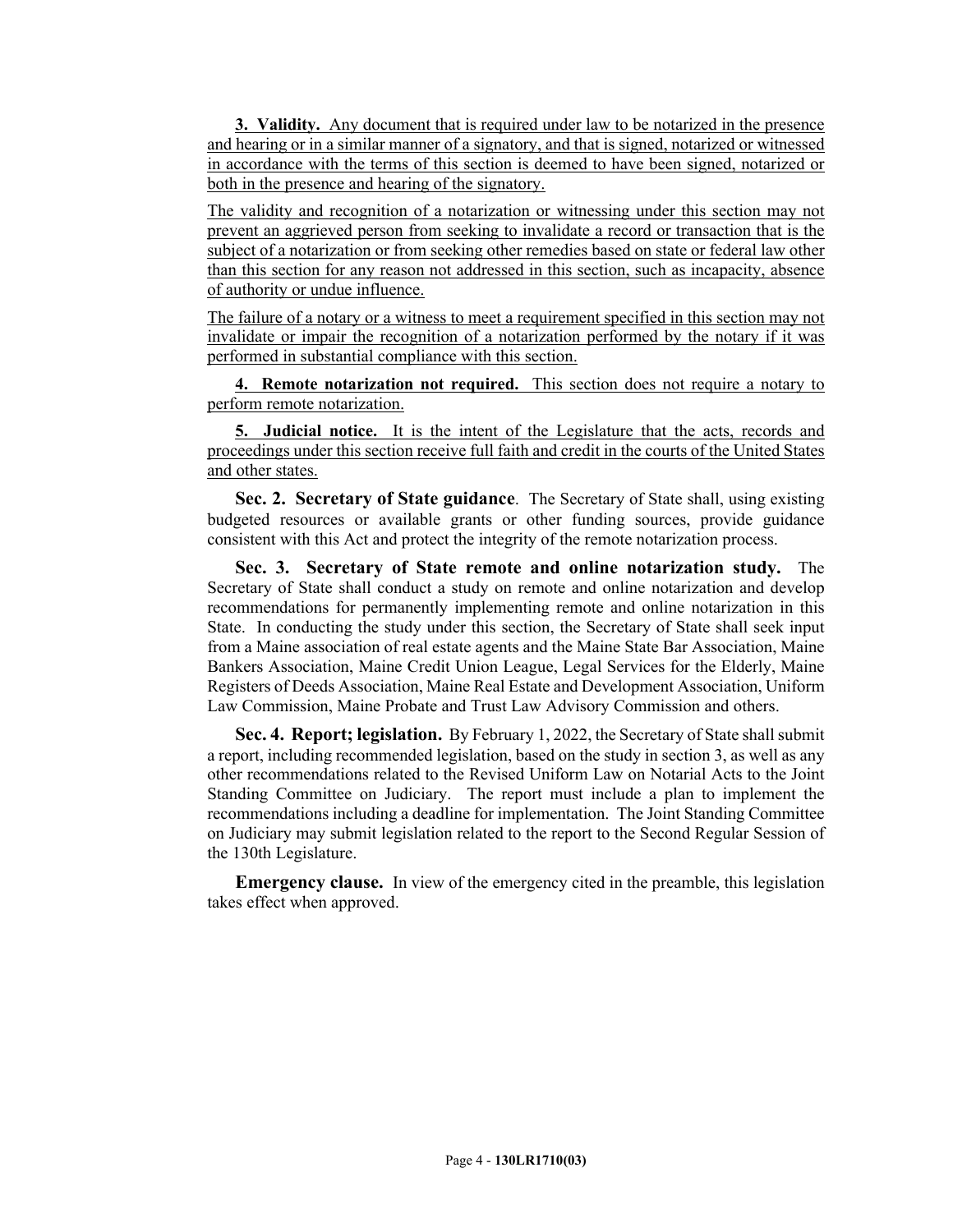**3. Validity.** Any document that is required under law to be notarized in the presence and hearing or in a similar manner of a signatory, and that is signed, notarized or witnessed in accordance with the terms of this section is deemed to have been signed, notarized or both in the presence and hearing of the signatory.

The validity and recognition of a notarization or witnessing under this section may not prevent an aggrieved person from seeking to invalidate a record or transaction that is the subject of a notarization or from seeking other remedies based on state or federal law other than this section for any reason not addressed in this section, such as incapacity, absence of authority or undue influence.

The failure of a notary or a witness to meet a requirement specified in this section may not invalidate or impair the recognition of a notarization performed by the notary if it was performed in substantial compliance with this section.

**4. Remote notarization not required.** This section does not require a notary to perform remote notarization.

**5. Judicial notice.** It is the intent of the Legislature that the acts, records and proceedings under this section receive full faith and credit in the courts of the United States and other states.

**Sec. 2. Secretary of State guidance**. The Secretary of State shall, using existing budgeted resources or available grants or other funding sources, provide guidance consistent with this Act and protect the integrity of the remote notarization process.

**Sec. 3. Secretary of State remote and online notarization study.** The Secretary of State shall conduct a study on remote and online notarization and develop recommendations for permanently implementing remote and online notarization in this State. In conducting the study under this section, the Secretary of State shall seek input from a Maine association of real estate agents and the Maine State Bar Association, Maine Bankers Association, Maine Credit Union League, Legal Services for the Elderly, Maine Registers of Deeds Association, Maine Real Estate and Development Association, Uniform Law Commission, Maine Probate and Trust Law Advisory Commission and others.

**Sec. 4. Report; legislation.** By February 1, 2022, the Secretary of State shall submit a report, including recommended legislation, based on the study in section 3, as well as any other recommendations related to the Revised Uniform Law on Notarial Acts to the Joint Standing Committee on Judiciary. The report must include a plan to implement the recommendations including a deadline for implementation. The Joint Standing Committee on Judiciary may submit legislation related to the report to the Second Regular Session of the 130th Legislature.

**Emergency clause.** In view of the emergency cited in the preamble, this legislation takes effect when approved.